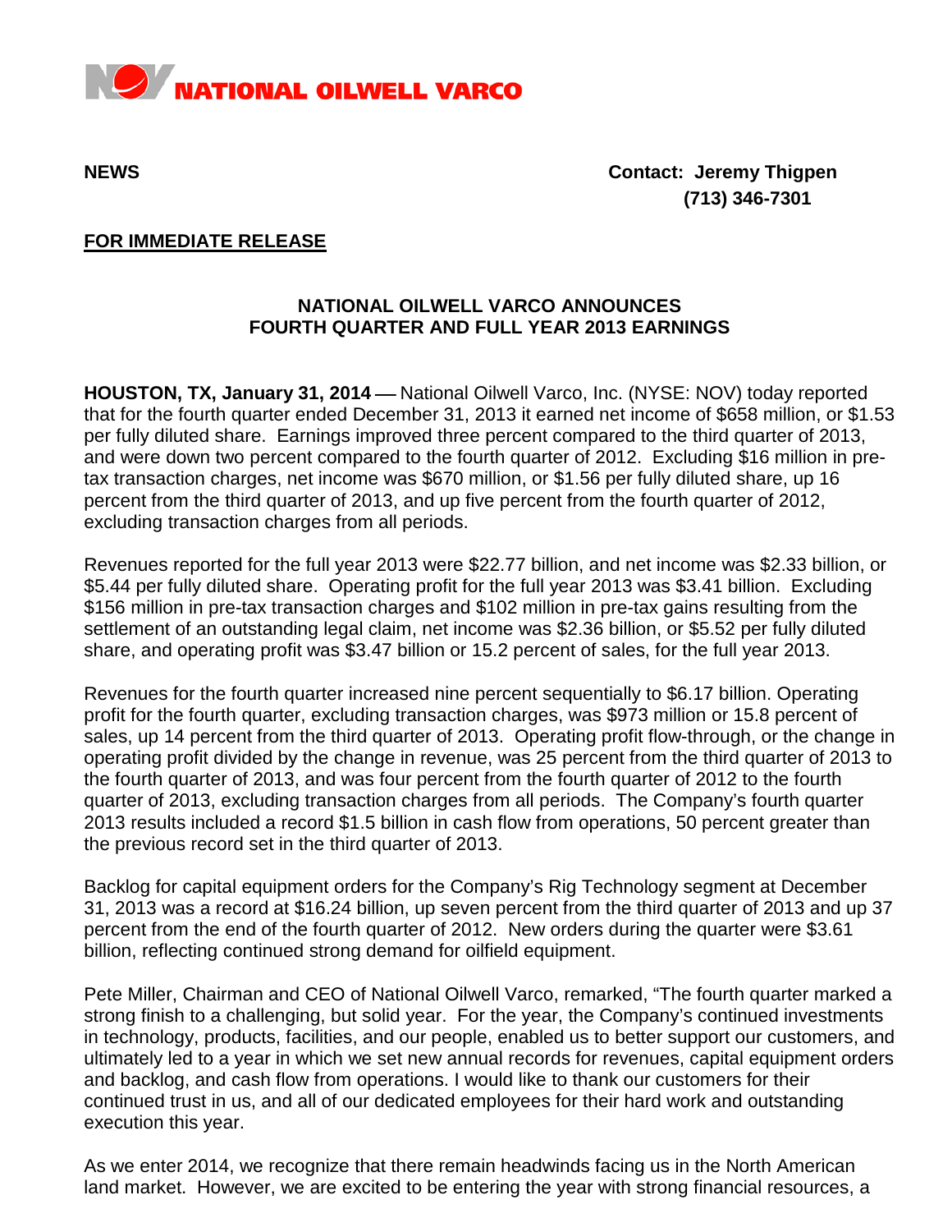NATIONAL OILWELL VARCO

**NEWS** **Contact: Jeremy Thigpen**
**(713) 346-7301**

**FOR IMMEDIATE RELEASE**

## NATIONAL OILWELL VARCO ANNOUNCES FOURTH QUARTER AND FULL YEAR 2013 EARNINGS

**HOUSTON, TX, January 31, 2014** — National Oilwell Varco, Inc. (NYSE: NOV) today reported that for the fourth quarter ended December 31, 2013 it earned net income of $658 million, or $1.53 per fully diluted share. Earnings improved three percent compared to the third quarter of 2013, and were down two percent compared to the fourth quarter of 2012. Excluding $16 million in pre-tax transaction charges, net income was $670 million, or $1.56 per fully diluted share, up 16 percent from the third quarter of 2013, and up five percent from the fourth quarter of 2012, excluding transaction charges from all periods.

Revenues reported for the full year 2013 were $22.77 billion, and net income was $2.33 billion, or $5.44 per fully diluted share. Operating profit for the full year 2013 was $3.41 billion. Excluding $156 million in pre-tax transaction charges and $102 million in pre-tax gains resulting from the settlement of an outstanding legal claim, net income was $2.36 billion, or $5.52 per fully diluted share, and operating profit was $3.47 billion or 15.2 percent of sales, for the full year 2013.

Revenues for the fourth quarter increased nine percent sequentially to $6.17 billion. Operating profit for the fourth quarter, excluding transaction charges, was $973 million or 15.8 percent of sales, up 14 percent from the third quarter of 2013. Operating profit flow-through, or the change in operating profit divided by the change in revenue, was 25 percent from the third quarter of 2013 to the fourth quarter of 2013, and was four percent from the fourth quarter of 2012 to the fourth quarter of 2013, excluding transaction charges from all periods. The Company's fourth quarter 2013 results included a record $1.5 billion in cash flow from operations, 50 percent greater than the previous record set in the third quarter of 2013.

Backlog for capital equipment orders for the Company's Rig Technology segment at December 31, 2013 was a record at $16.24 billion, up seven percent from the third quarter of 2013 and up 37 percent from the end of the fourth quarter of 2012. New orders during the quarter were $3.61 billion, reflecting continued strong demand for oilfield equipment.

Pete Miller, Chairman and CEO of National Oilwell Varco, remarked, "The fourth quarter marked a strong finish to a challenging, but solid year. For the year, the Company's continued investments in technology, products, facilities, and our people, enabled us to better support our customers, and ultimately led to a year in which we set new annual records for revenues, capital equipment orders and backlog, and cash flow from operations. I would like to thank our customers for their continued trust in us, and all of our dedicated employees for their hard work and outstanding execution this year.

As we enter 2014, we recognize that there remain headwinds facing us in the North American land market. However, we are excited to be entering the year with strong financial resources, a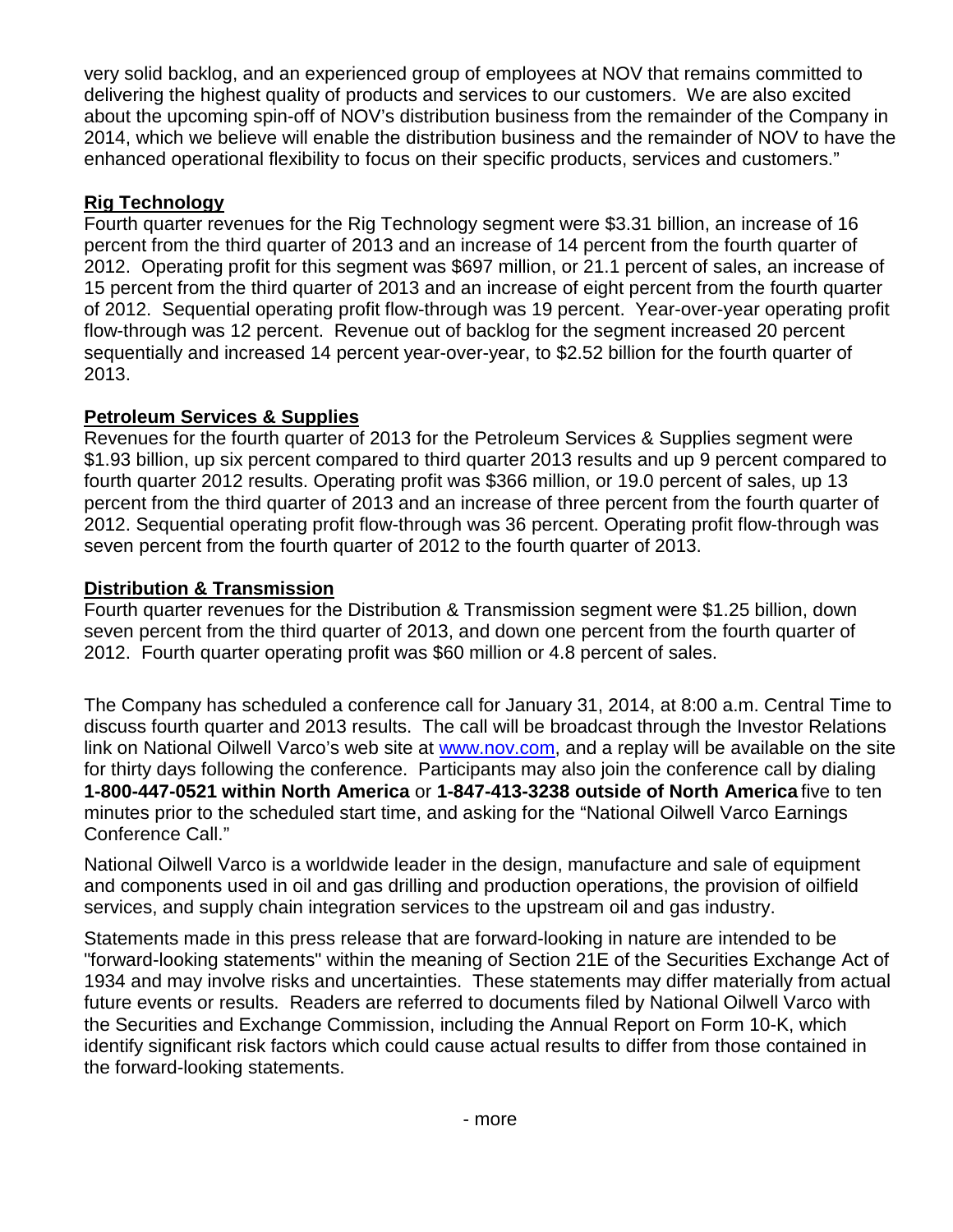very solid backlog, and an experienced group of employees at NOV that remains committed to delivering the highest quality of products and services to our customers. We are also excited about the upcoming spin-off of NOV's distribution business from the remainder of the Company in 2014, which we believe will enable the distribution business and the remainder of NOV to have the enhanced operational flexibility to focus on their specific products, services and customers."

**Rig Technology**

Fourth quarter revenues for the Rig Technology segment were $3.31 billion, an increase of 16 percent from the third quarter of 2013 and an increase of 14 percent from the fourth quarter of 2012. Operating profit for this segment was $697 million, or 21.1 percent of sales, an increase of 15 percent from the third quarter of 2013 and an increase of eight percent from the fourth quarter of 2012. Sequential operating profit flow-through was 19 percent. Year-over-year operating profit flow-through was 12 percent. Revenue out of backlog for the segment increased 20 percent sequentially and increased 14 percent year-over-year, to $2.52 billion for the fourth quarter of 2013.

**Petroleum Services & Supplies**

Revenues for the fourth quarter of 2013 for the Petroleum Services & Supplies segment were $1.93 billion, up six percent compared to third quarter 2013 results and up 9 percent compared to fourth quarter 2012 results. Operating profit was $366 million, or 19.0 percent of sales, up 13 percent from the third quarter of 2013 and an increase of three percent from the fourth quarter of 2012. Sequential operating profit flow-through was 36 percent. Operating profit flow-through was seven percent from the fourth quarter of 2012 to the fourth quarter of 2013.

**Distribution & Transmission**

Fourth quarter revenues for the Distribution & Transmission segment were $1.25 billion, down seven percent from the third quarter of 2013, and down one percent from the fourth quarter of 2012. Fourth quarter operating profit was $60 million or 4.8 percent of sales.

The Company has scheduled a conference call for January 31, 2014, at 8:00 a.m. Central Time to discuss fourth quarter and 2013 results. The call will be broadcast through the Investor Relations link on National Oilwell Varco's web site at www.nov.com, and a replay will be available on the site for thirty days following the conference. Participants may also join the conference call by dialing **1-800-447-0521 within North America** or **1-847-413-3238 outside of North America** five to ten minutes prior to the scheduled start time, and asking for the "National Oilwell Varco Earnings Conference Call."

National Oilwell Varco is a worldwide leader in the design, manufacture and sale of equipment and components used in oil and gas drilling and production operations, the provision of oilfield services, and supply chain integration services to the upstream oil and gas industry.

Statements made in this press release that are forward-looking in nature are intended to be "forward-looking statements" within the meaning of Section 21E of the Securities Exchange Act of 1934 and may involve risks and uncertainties. These statements may differ materially from actual future events or results. Readers are referred to documents filed by National Oilwell Varco with the Securities and Exchange Commission, including the Annual Report on Form 10-K, which identify significant risk factors which could cause actual results to differ from those contained in the forward-looking statements.

- more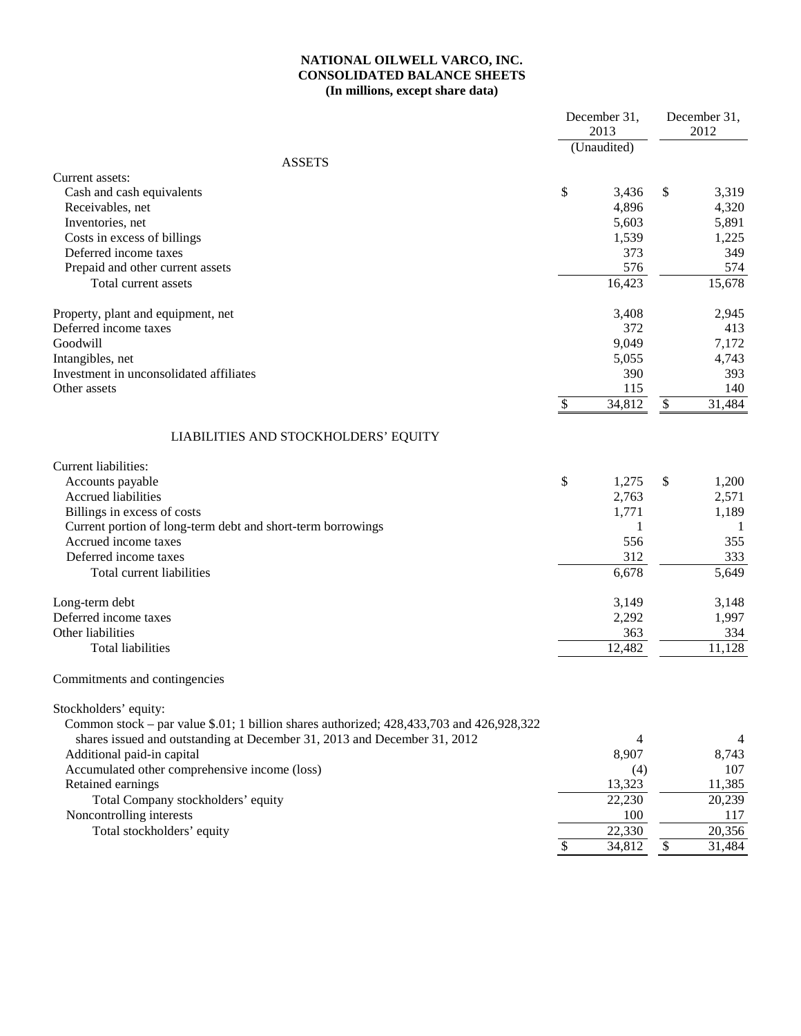**NATIONAL OILWELL VARCO, INC.**
**CONSOLIDATED BALANCE SHEETS**
**(In millions, except share data)**

| | December 31, 2013 | December 31, 2012 |
|---|---|---|
| | (Unaudited) | |
| **ASSETS** | | |
| Current assets: | | |
| Cash and cash equivalents | $ 3,436 | $ 3,319 |
| Receivables, net | 4,896 | 4,320 |
| Inventories, net | 5,603 | 5,891 |
| Costs in excess of billings | 1,539 | 1,225 |
| Deferred income taxes | 373 | 349 |
| Prepaid and other current assets | 576 | 574 |
| Total current assets | 16,423 | 15,678 |
| | | |
| Property, plant and equipment, net | 3,408 | 2,945 |
| Deferred income taxes | 372 | 413 |
| Goodwill | 9,049 | 7,172 |
| Intangibles, net | 5,055 | 4,743 |
| Investment in unconsolidated affiliates | 390 | 393 |
| Other assets | 115 | 140 |
| | $ 34,812 | $ 31,484 |
| | | |
| **LIABILITIES AND STOCKHOLDERS' EQUITY** | | |
| Current liabilities: | | |
| Accounts payable | $ 1,275 | $ 1,200 |
| Accrued liabilities | 2,763 | 2,571 |
| Billings in excess of costs | 1,771 | 1,189 |
| Current portion of long-term debt and short-term borrowings | 1 | 1 |
| Accrued income taxes | 556 | 355 |
| Deferred income taxes | 312 | 333 |
| Total current liabilities | 6,678 | 5,649 |
| | | |
| Long-term debt | 3,149 | 3,148 |
| Deferred income taxes | 2,292 | 1,997 |
| Other liabilities | 363 | 334 |
| Total liabilities | 12,482 | 11,128 |
| | | |
| Commitments and contingencies | | |
| | | |
| Stockholders' equity: | | |
| Common stock – par value $.01; 1 billion shares authorized; 428,433,703 and 426,928,322 shares issued and outstanding at December 31, 2013 and December 31, 2012 | 4 | 4 |
| Additional paid-in capital | 8,907 | 8,743 |
| Accumulated other comprehensive income (loss) | (4) | 107 |
| Retained earnings | 13,323 | 11,385 |
| Total Company stockholders' equity | 22,230 | 20,239 |
| Noncontrolling interests | 100 | 117 |
| Total stockholders' equity | 22,330 | 20,356 |
| | $ 34,812 | $ 31,484 |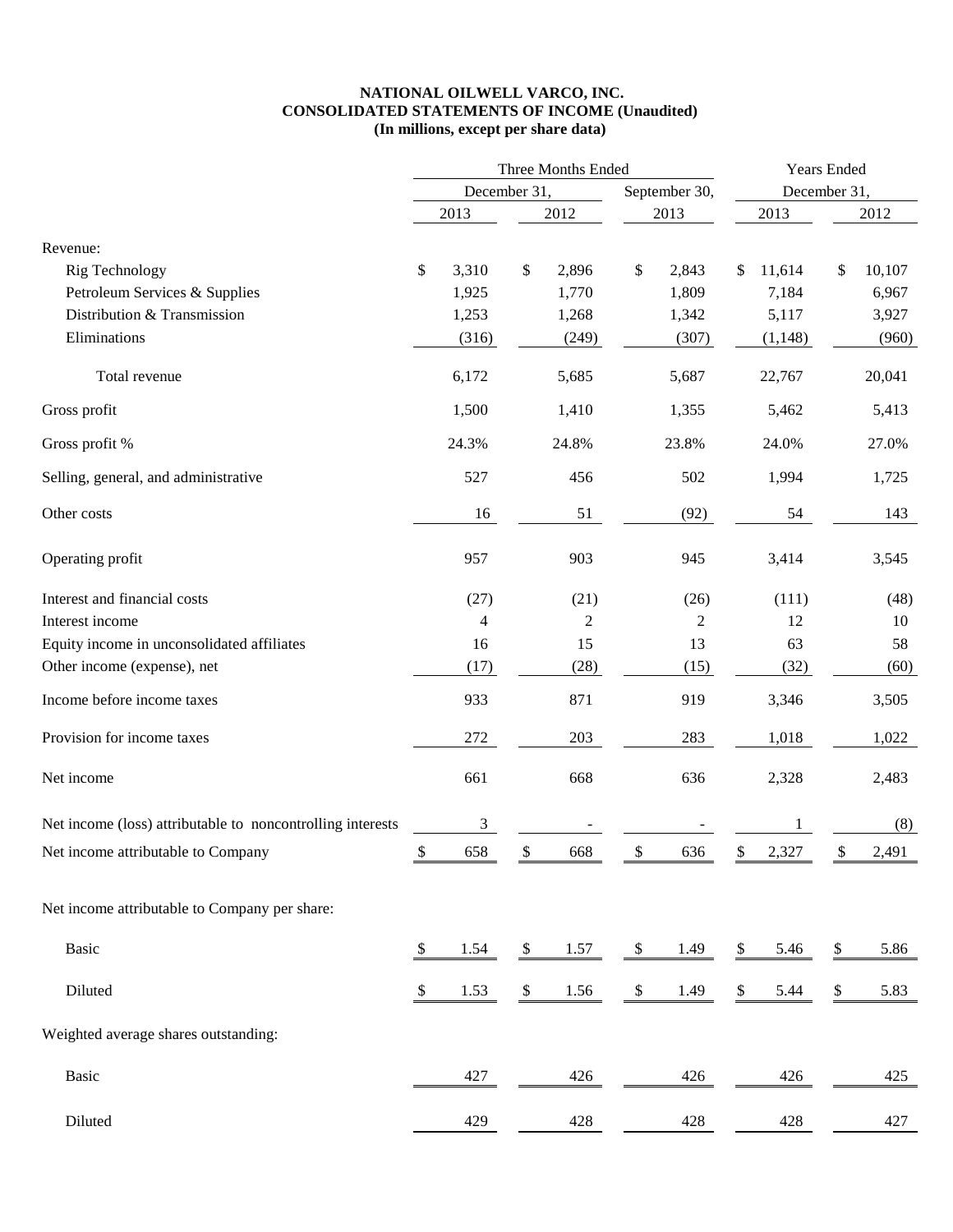**NATIONAL OILWELL VARCO, INC.**
**CONSOLIDATED STATEMENTS OF INCOME (Unaudited)**
**(In millions, except per share data)**

| | Three Months Ended | | | Years Ended | |
|---|---|---|---|---|---|
| | December 31, | | September 30, | December 31, | |
| | 2013 | 2012 | 2013 | 2013 | 2012 |
| Revenue: | | | | | |
| Rig Technology | $ 3,310 | $ 2,896 | $ 2,843 | $ 11,614 | $ 10,107 |
| Petroleum Services & Supplies | 1,925 | 1,770 | 1,809 | 7,184 | 6,967 |
| Distribution & Transmission | 1,253 | 1,268 | 1,342 | 5,117 | 3,927 |
| Eliminations | (316) | (249) | (307) | (1,148) | (960) |
| Total revenue | 6,172 | 5,685 | 5,687 | 22,767 | 20,041 |
| Gross profit | 1,500 | 1,410 | 1,355 | 5,462 | 5,413 |
| Gross profit % | 24.3% | 24.8% | 23.8% | 24.0% | 27.0% |
| Selling, general, and administrative | 527 | 456 | 502 | 1,994 | 1,725 |
| Other costs | 16 | 51 | (92) | 54 | 143 |
| Operating profit | 957 | 903 | 945 | 3,414 | 3,545 |
| Interest and financial costs | (27) | (21) | (26) | (111) | (48) |
| Interest income | 4 | 2 | 2 | 12 | 10 |
| Equity income in unconsolidated affiliates | 16 | 15 | 13 | 63 | 58 |
| Other income (expense), net | (17) | (28) | (15) | (32) | (60) |
| Income before income taxes | 933 | 871 | 919 | 3,346 | 3,505 |
| Provision for income taxes | 272 | 203 | 283 | 1,018 | 1,022 |
| Net income | 661 | 668 | 636 | 2,328 | 2,483 |
| Net income (loss) attributable to noncontrolling interests | 3 | - | - | 1 | (8) |
| Net income attributable to Company | $ 658 | $ 668 | $ 636 | $ 2,327 | $ 2,491 |
| Net income attributable to Company per share: | | | | | |
| Basic | $ 1.54 | $ 1.57 | $ 1.49 | $ 5.46 | $ 5.86 |
| Diluted | $ 1.53 | $ 1.56 | $ 1.49 | $ 5.44 | $ 5.83 |
| Weighted average shares outstanding: | | | | | |
| Basic | 427 | 426 | 426 | 426 | 425 |
| Diluted | 429 | 428 | 428 | 428 | 427 |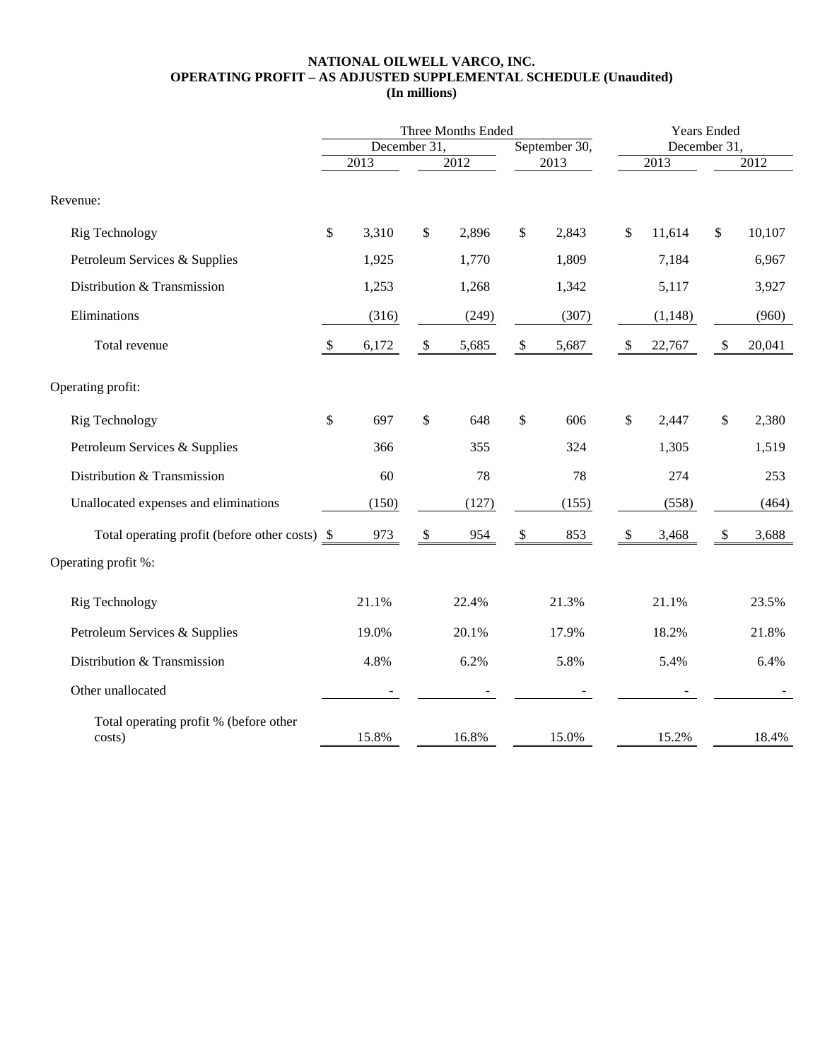**NATIONAL OILWELL VARCO, INC.**
**OPERATING PROFIT – AS ADJUSTED SUPPLEMENTAL SCHEDULE (Unaudited)**
**(In millions)**

| | Three Months Ended | | | Years Ended | |
|---|---|---|---|---|---|
| | December 31, | | September 30, | December 31, | |
| | 2013 | 2012 | 2013 | 2013 | 2012 |
| Revenue: | | | | | |
| Rig Technology | $ 3,310 | $ 2,896 | $ 2,843 | $ 11,614 | $ 10,107 |
| Petroleum Services & Supplies | 1,925 | 1,770 | 1,809 | 7,184 | 6,967 |
| Distribution & Transmission | 1,253 | 1,268 | 1,342 | 5,117 | 3,927 |
| Eliminations | (316) | (249) | (307) | (1,148) | (960) |
| Total revenue | $ 6,172 | $ 5,685 | $ 5,687 | $ 22,767 | $ 20,041 |
| Operating profit: | | | | | |
| Rig Technology | $ 697 | $ 648 | $ 606 | $ 2,447 | $ 2,380 |
| Petroleum Services & Supplies | 366 | 355 | 324 | 1,305 | 1,519 |
| Distribution & Transmission | 60 | 78 | 78 | 274 | 253 |
| Unallocated expenses and eliminations | (150) | (127) | (155) | (558) | (464) |
| Total operating profit (before other costs) | $ 973 | $ 954 | $ 853 | $ 3,468 | $ 3,688 |
| Operating profit %: | | | | | |
| Rig Technology | 21.1% | 22.4% | 21.3% | 21.1% | 23.5% |
| Petroleum Services & Supplies | 19.0% | 20.1% | 17.9% | 18.2% | 21.8% |
| Distribution & Transmission | 4.8% | 6.2% | 5.8% | 5.4% | 6.4% |
| Other unallocated | - | - | - | - | - |
| Total operating profit % (before other costs) | 15.8% | 16.8% | 15.0% | 15.2% | 18.4% |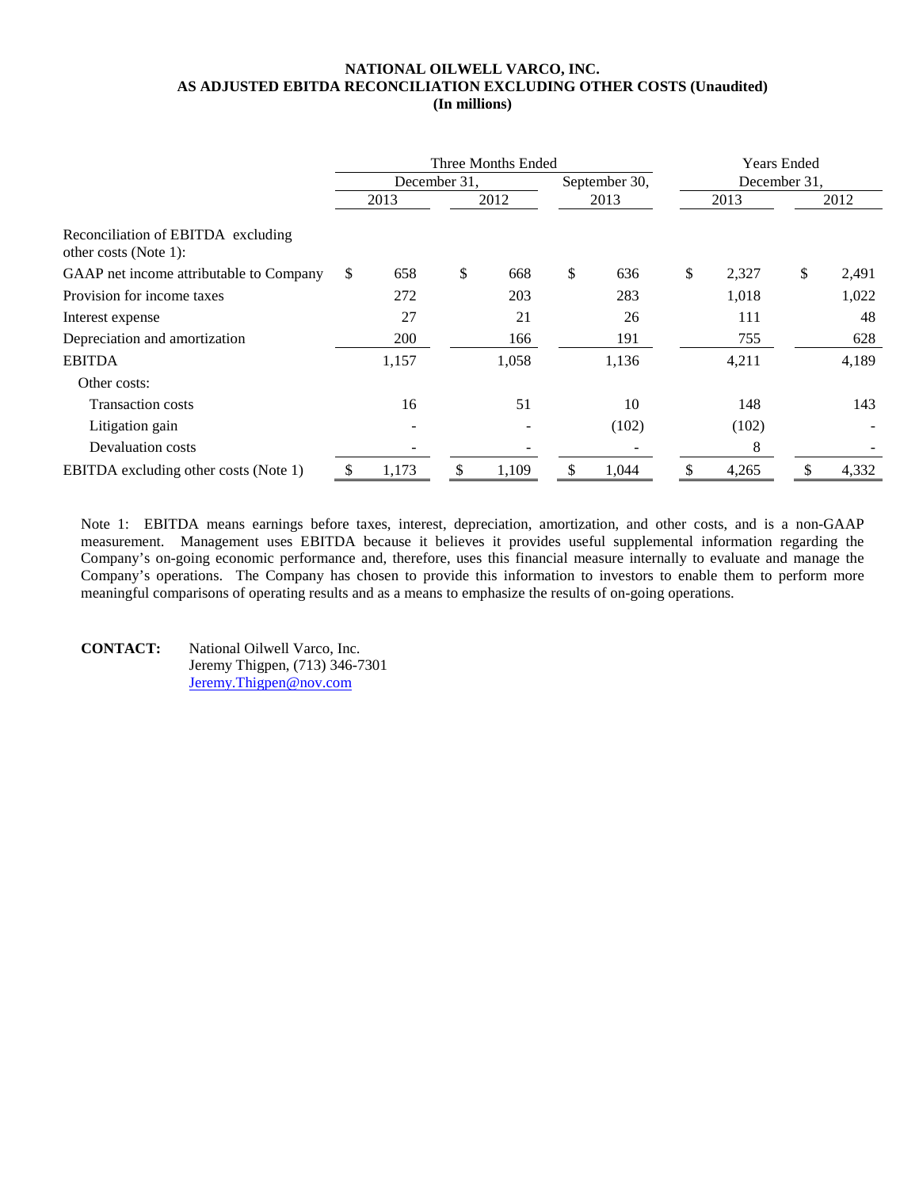**NATIONAL OILWELL VARCO, INC.**
**AS ADJUSTED EBITDA RECONCILIATION EXCLUDING OTHER COSTS (Unaudited)**
**(In millions)**

| | Three Months Ended | | | Years Ended | |
|---|---|---|---|---|---|
| | December 31, | | September 30, | December 31, | |
| | 2013 | 2012 | 2013 | 2013 | 2012 |
| Reconciliation of EBITDA excluding other costs (Note 1): | | | | | |
| GAAP net income attributable to Company | $ 658 | $ 668 | $ 636 | $ 2,327 | $ 2,491 |
| Provision for income taxes | 272 | 203 | 283 | 1,018 | 1,022 |
| Interest expense | 27 | 21 | 26 | 111 | 48 |
| Depreciation and amortization | 200 | 166 | 191 | 755 | 628 |
| EBITDA | 1,157 | 1,058 | 1,136 | 4,211 | 4,189 |
| Other costs: | | | | | |
| Transaction costs | 16 | 51 | 10 | 148 | 143 |
| Litigation gain | - | - | (102) | (102) | - |
| Devaluation costs | - | - | - | 8 | - |
| EBITDA excluding other costs (Note 1) | $ 1,173 | $ 1,109 | $ 1,044 | $ 4,265 | $ 4,332 |

Note 1: EBITDA means earnings before taxes, interest, depreciation, amortization, and other costs, and is a non-GAAP measurement. Management uses EBITDA because it believes it provides useful supplemental information regarding the Company's on-going economic performance and, therefore, uses this financial measure internally to evaluate and manage the Company's operations. The Company has chosen to provide this information to investors to enable them to perform more meaningful comparisons of operating results and as a means to emphasize the results of on-going operations.

**CONTACT:** National Oilwell Varco, Inc.
Jeremy Thigpen, (713) 346-7301
Jeremy.Thigpen@nov.com